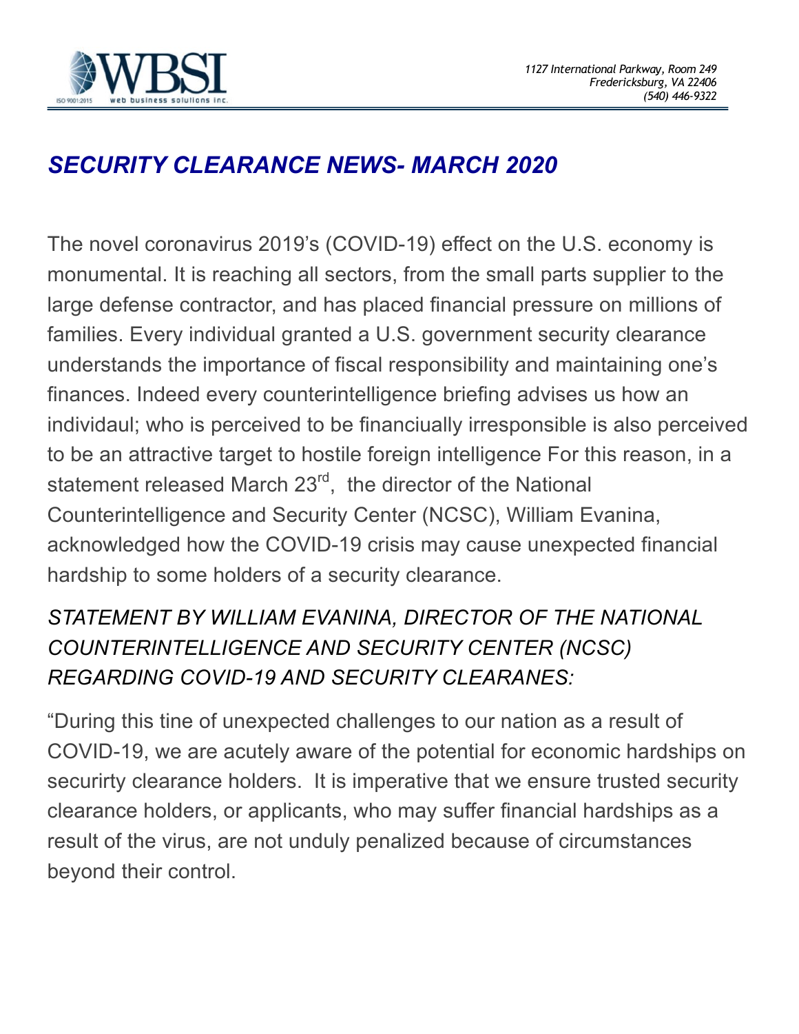WBSI web business solutions inc.

*1127 International Parkway, Room 249*
*Fredericksburg, VA 22406*
*(540) 446-9322*

## *SECURITY CLEARANCE NEWS- MARCH 2020*

The novel coronavirus 2019's (COVID-19) effect on the U.S. economy is monumental. It is reaching all sectors, from the small parts supplier to the large defense contractor, and has placed financial pressure on millions of families. Every individual granted a U.S. government security clearance understands the importance of fiscal responsibility and maintaining one's finances. Indeed every counterintelligence briefing advises us how an individaul; who is perceived to be financiually irresponsible is also perceived to be an attractive target to hostile foreign intelligence For this reason, in a statement released March 23rd, the director of the National Counterintelligence and Security Center (NCSC), William Evanina, acknowledged how the COVID-19 crisis may cause unexpected financial hardship to some holders of a security clearance.

### *STATEMENT BY WILLIAM EVANINA, DIRECTOR OF THE NATIONAL COUNTERINTELLIGENCE AND SECURITY CENTER (NCSC) REGARDING COVID-19 AND SECURITY CLEARANES:*

"During this tine of unexpected challenges to our nation as a result of COVID-19, we are acutely aware of the potential for economic hardships on securirty clearance holders. It is imperative that we ensure trusted security clearance holders, or applicants, who may suffer financial hardships as a result of the virus, are not unduly penalized because of circumstances beyond their control.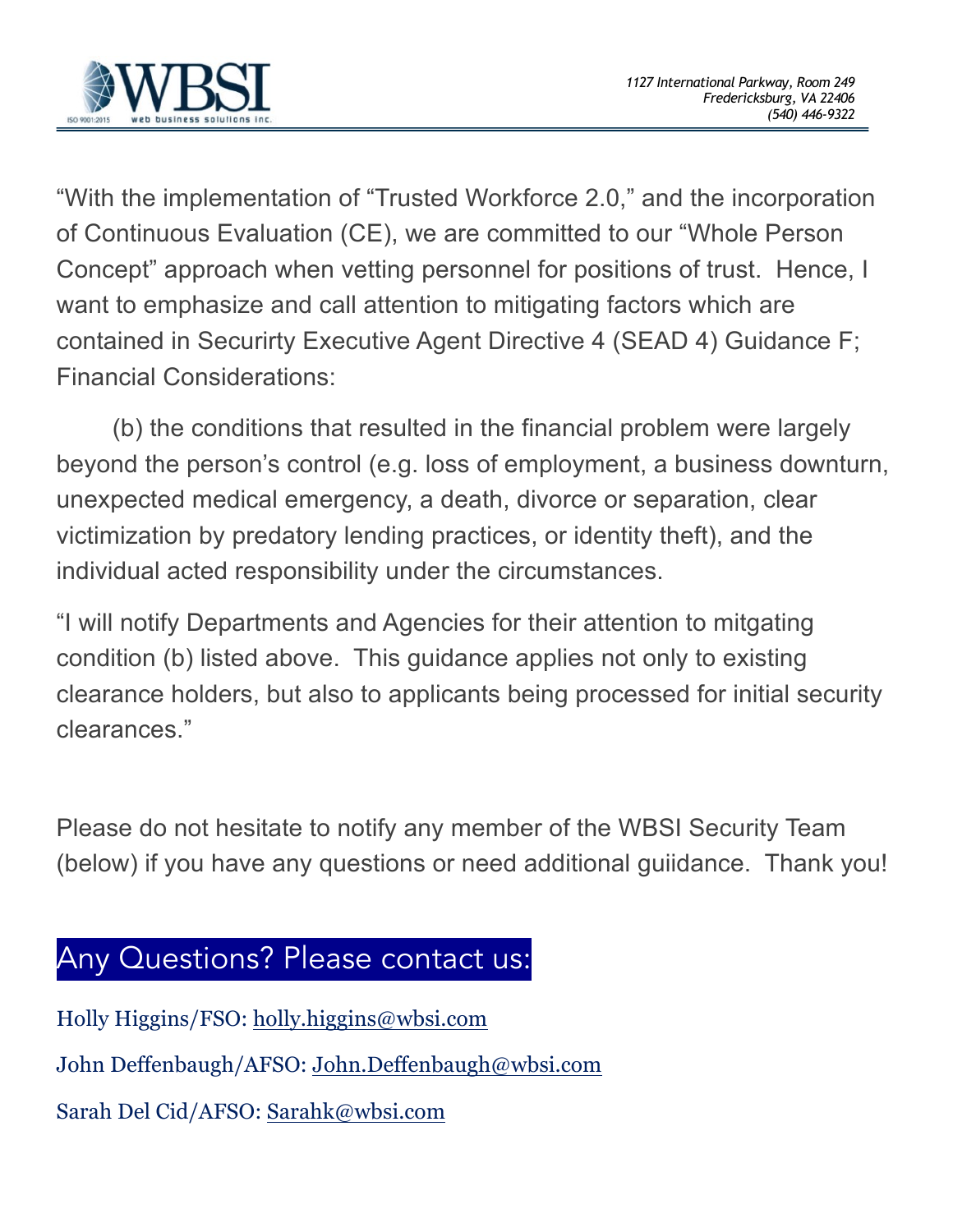“With the implementation of “Trusted Workforce 2.0,” and the incorporation of Continuous Evaluation (CE), we are committed to our “Whole Person Concept” approach when vetting personnel for positions of trust. Hence, I want to emphasize and call attention to mitigating factors which are contained in Securirty Executive Agent Directive 4 (SEAD 4) Guidance F; Financial Considerations:

(b) the conditions that resulted in the financial problem were largely beyond the person’s control (e.g. loss of employment, a business downturn, unexpected medical emergency, a death, divorce or separation, clear victimization by predatory lending practices, or identity theft), and the individual acted responsibility under the circumstances.

“I will notify Departments and Agencies for their attention to mitgating condition (b) listed above. This guidance applies not only to existing clearance holders, but also to applicants being processed for initial security clearances.”

Please do not hesitate to notify any member of the WBSI Security Team (below) if you have any questions or need additional guiidance. Thank you!

## Any Questions? Please contact us:

Holly Higgins/FSO: holly.higgins@wbsi.com

John Deffenbaugh/AFSO: John.Deffenbaugh@wbsi.com

Sarah Del Cid/AFSO: Sarahk@wbsi.com